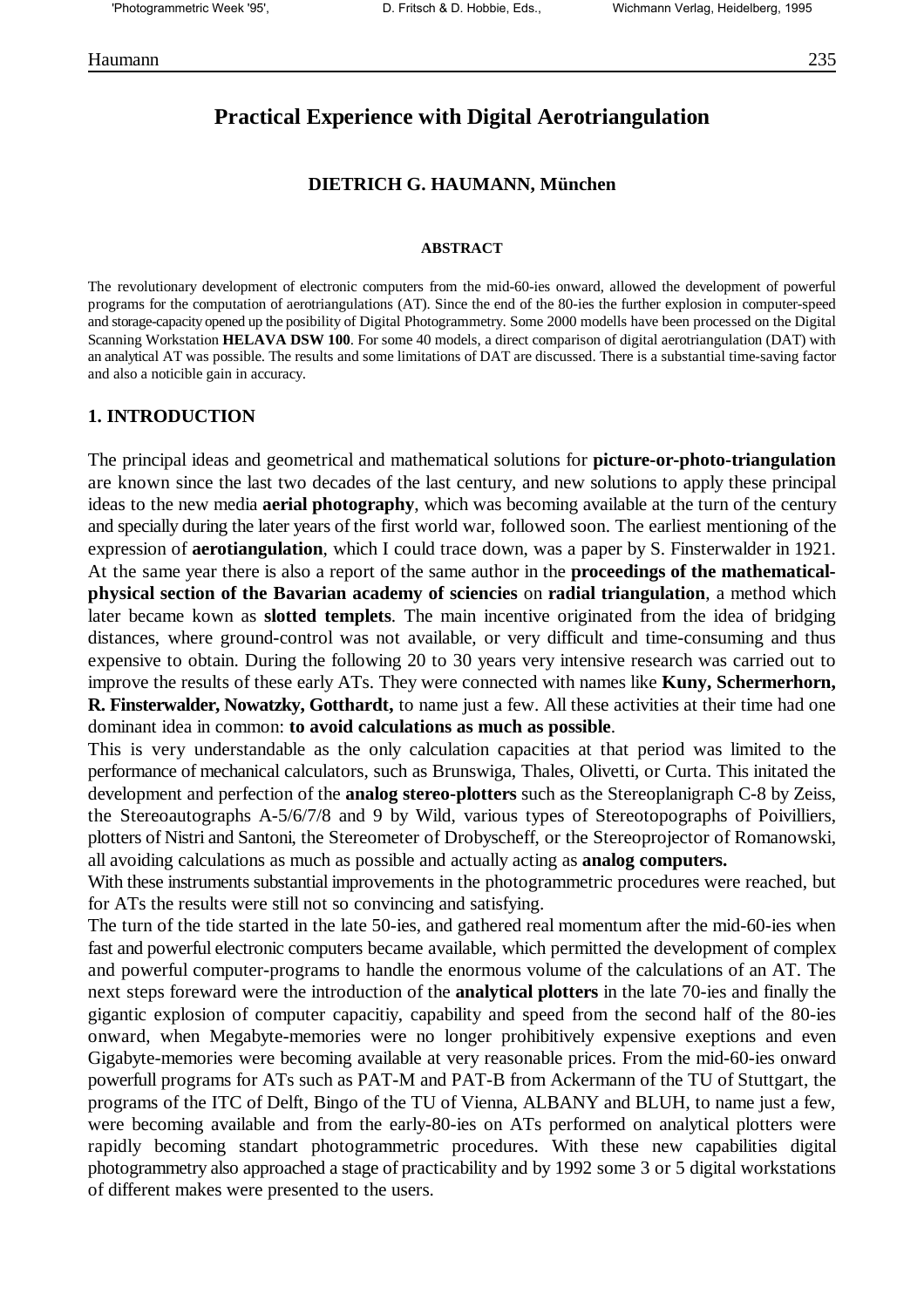# Practical Experience with Digital Aerotriangulation

**DIETRICH G. HAUMANN, München**

**ABSTRACT**

The revolutionary development of electronic computers from the mid-60-ies onward, allowed the development of powerful programs for the computation of aerotriangulations (AT). Since the end of the 80-ies the further explosion in computer-speed and storage-capacity opened up the posibility of Digital Photogrammetry. Some 2000 modells have been processed on the Digital Scanning Workstation **HELAVA DSW 100**. For some 40 models, a direct comparison of digital aerotriangulation (DAT) with an analytical AT was possible. The results and some limitations of DAT are discussed. There is a substantial time-saving factor and also a noticible gain in accuracy.

## 1. INTRODUCTION

The principal ideas and geometrical and mathematical solutions for **picture-or-photo-triangulation** are known since the last two decades of the last century, and new solutions to apply these principal ideas to the new media **aerial photography**, which was becoming available at the turn of the century and specially during the later years of the first world war, followed soon. The earliest mentioning of the expression of **aerotiangulation**, which I could trace down, was a paper by S. Finsterwalder in 1921. At the same year there is also a report of the same author in the **proceedings of the mathematical-physical section of the Bavarian academy of sciencies** on **radial triangulation**, a method which later became kown as **slotted templets**. The main incentive originated from the idea of bridging distances, where ground-control was not available, or very difficult and time-consuming and thus expensive to obtain. During the following 20 to 30 years very intensive research was carried out to improve the results of these early ATs. They were connected with names like **Kuny, Schermerhorn, R. Finsterwalder, Nowatzky, Gotthardt,** to name just a few. All these activities at their time had one dominant idea in common: **to avoid calculations as much as possible**.

This is very understandable as the only calculation capacities at that period was limited to the performance of mechanical calculators, such as Brunswiga, Thales, Olivetti, or Curta. This initated the development and perfection of the **analog stereo-plotters** such as the Stereoplanigraph C-8 by Zeiss, the Stereoautographs A-5/6/7/8 and 9 by Wild, various types of Stereotopographs of Poivilliers, plotters of Nistri and Santoni, the Stereometer of Drobyscheff, or the Stereoprojector of Romanowski, all avoiding calculations as much as possible and actually acting as **analog computers.**

With these instruments substantial improvements in the photogrammetric procedures were reached, but for ATs the results were still not so convincing and satisfying.

The turn of the tide started in the late 50-ies, and gathered real momentum after the mid-60-ies when fast and powerful electronic computers became available, which permitted the development of complex and powerful computer-programs to handle the enormous volume of the calculations of an AT. The next steps foreward were the introduction of the **analytical plotters** in the late 70-ies and finally the gigantic explosion of computer capacitiy, capability and speed from the second half of the 80-ies onward, when Megabyte-memories were no longer prohibitively expensive exeptions and even Gigabyte-memories were becoming available at very reasonable prices. From the mid-60-ies onward powerfull programs for ATs such as PAT-M and PAT-B from Ackermann of the TU of Stuttgart, the programs of the ITC of Delft, Bingo of the TU of Vienna, ALBANY and BLUH, to name just a few, were becoming available and from the early-80-ies on ATs performed on analytical plotters were rapidly becoming standart photogrammetric procedures. With these new capabilities digital photogrammetry also approached a stage of practicability and by 1992 some 3 or 5 digital workstations of different makes were presented to the users.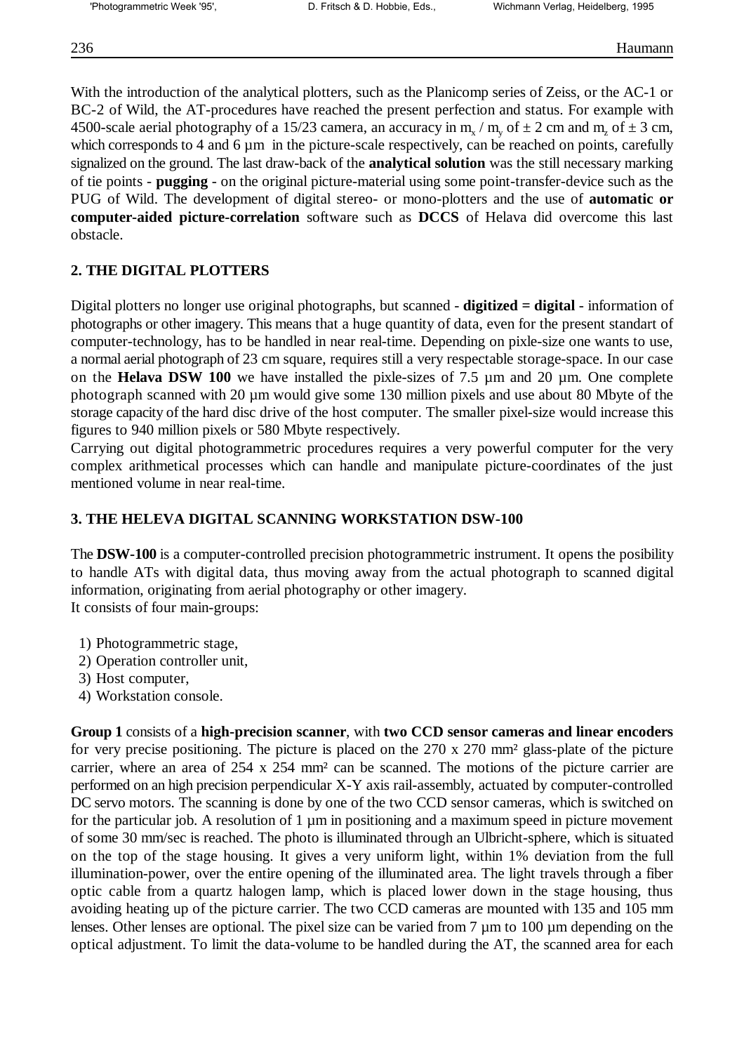With the introduction of the analytical plotters, such as the Planicomp series of Zeiss, or the AC-1 or BC-2 of Wild, the AT-procedures have reached the present perfection and status. For example with 4500-scale aerial photography of a 15/23 camera, an accuracy in $m_x$ / $m_y$ of ± 2 cm and $m_z$ of ± 3 cm, which corresponds to 4 and 6 µm in the picture-scale respectively, can be reached on points, carefully signalized on the ground. The last draw-back of the **analytical solution** was the still necessary marking of tie points - **pugging** - on the original picture-material using some point-transfer-device such as the PUG of Wild. The development of digital stereo- or mono-plotters and the use of **automatic or computer-aided picture-correlation** software such as **DCCS** of Helava did overcome this last obstacle.

## 2. THE DIGITAL PLOTTERS

Digital plotters no longer use original photographs, but scanned - **digitized = digital** - information of photographs or other imagery. This means that a huge quantity of data, even for the present standart of computer-technology, has to be handled in near real-time. Depending on pixle-size one wants to use, a normal aerial photograph of 23 cm square, requires still a very respectable storage-space. In our case on the **Helava DSW 100** we have installed the pixle-sizes of 7.5 µm and 20 µm. One complete photograph scanned with 20 µm would give some 130 million pixels and use about 80 Mbyte of the storage capacity of the hard disc drive of the host computer. The smaller pixel-size would increase this figures to 940 million pixels or 580 Mbyte respectively.

Carrying out digital photogrammetric procedures requires a very powerful computer for the very complex arithmetical processes which can handle and manipulate picture-coordinates of the just mentioned volume in near real-time.

## 3. THE HELEVA DIGITAL SCANNING WORKSTATION DSW-100

The **DSW-100** is a computer-controlled precision photogrammetric instrument. It opens the posibility to handle ATs with digital data, thus moving away from the actual photograph to scanned digital information, originating from aerial photography or other imagery.

It consists of four main-groups:

1) Photogrammetric stage,
2) Operation controller unit,
3) Host computer,
4) Workstation console.

**Group 1** consists of a **high-precision scanner**, with **two CCD sensor cameras and linear encoders** for very precise positioning. The picture is placed on the 270 x 270 mm² glass-plate of the picture carrier, where an area of 254 x 254 mm² can be scanned. The motions of the picture carrier are performed on an high precision perpendicular X-Y axis rail-assembly, actuated by computer-controlled DC servo motors. The scanning is done by one of the two CCD sensor cameras, which is switched on for the particular job. A resolution of 1 µm in positioning and a maximum speed in picture movement of some 30 mm/sec is reached. The photo is illuminated through an Ulbricht-sphere, which is situated on the top of the stage housing. It gives a very uniform light, within 1% deviation from the full illumination-power, over the entire opening of the illuminated area. The light travels through a fiber optic cable from a quartz halogen lamp, which is placed lower down in the stage housing, thus avoiding heating up of the picture carrier. The two CCD cameras are mounted with 135 and 105 mm lenses. Other lenses are optional. The pixel size can be varied from 7 µm to 100 µm depending on the optical adjustment. To limit the data-volume to be handled during the AT, the scanned area for each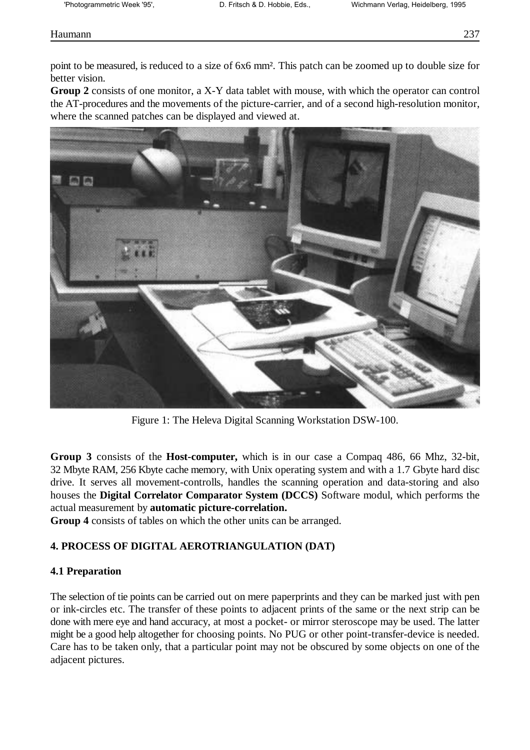point to be measured, is reduced to a size of 6x6 mm². This patch can be zoomed up to double size for better vision.

**Group 2** consists of one monitor, a X-Y data tablet with mouse, with which the operator can control the AT-procedures and the movements of the picture-carrier, and of a second high-resolution monitor, where the scanned patches can be displayed and viewed at.

Figure 1: The Heleva Digital Scanning Workstation DSW-100.

**Group 3** consists of the **Host-computer,** which is in our case a Compaq 486, 66 Mhz, 32-bit, 32 Mbyte RAM, 256 Kbyte cache memory, with Unix operating system and with a 1.7 Gbyte hard disc drive. It serves all movement-controlls, handles the scanning operation and data-storing and also houses the **Digital Correlator Comparator System (DCCS)** Software modul, which performs the actual measurement by **automatic picture-correlation.**

**Group 4** consists of tables on which the other units can be arranged.

## 4. PROCESS OF DIGITAL AEROTRIANGULATION (DAT)

### 4.1 Preparation

The selection of tie points can be carried out on mere paperprints and they can be marked just with pen or ink-circles etc. The transfer of these points to adjacent prints of the same or the next strip can be done with mere eye and hand accuracy, at most a pocket- or mirror steroscope may be used. The latter might be a good help altogether for choosing points. No PUG or other point-transfer-device is needed. Care has to be taken only, that a particular point may not be obscured by some objects on one of the adjacent pictures.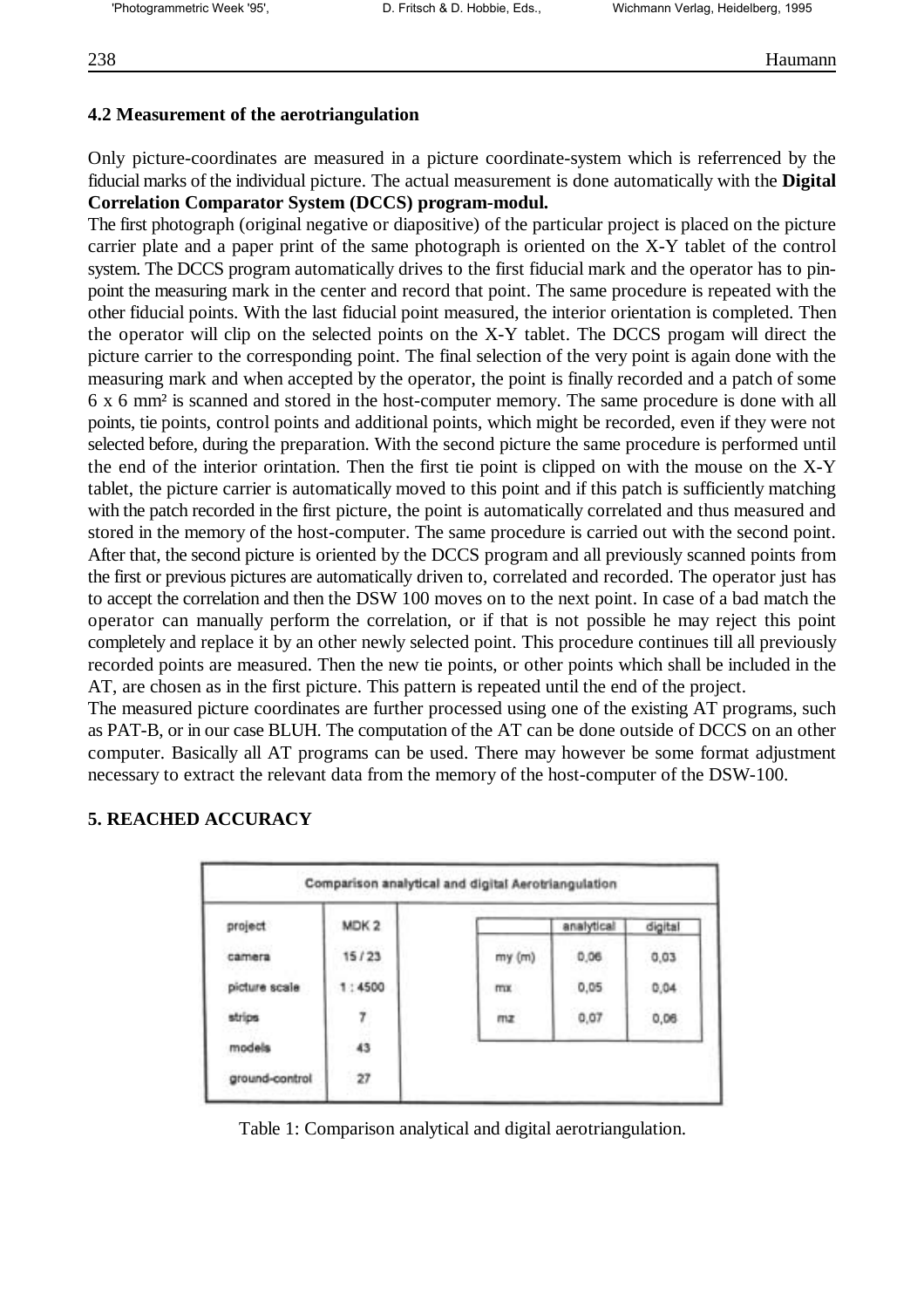## 4.2 Measurement of the aerotriangulation

Only picture-coordinates are measured in a picture coordinate-system which is referrenced by the fiducial marks of the individual picture. The actual measurement is done automatically with the **Digital Correlation Comparator System (DCCS) program-modul.**

The first photograph (original negative or diapositive) of the particular project is placed on the picture carrier plate and a paper print of the same photograph is oriented on the X-Y tablet of the control system. The DCCS program automatically drives to the first fiducial mark and the operator has to pin-point the measuring mark in the center and record that point. The same procedure is repeated with the other fiducial points. With the last fiducial point measured, the interior orientation is completed. Then the operator will clip on the selected points on the X-Y tablet. The DCCS progam will direct the picture carrier to the corresponding point. The final selection of the very point is again done with the measuring mark and when accepted by the operator, the point is finally recorded and a patch of some 6 x 6 mm² is scanned and stored in the host-computer memory. The same procedure is done with all points, tie points, control points and additional points, which might be recorded, even if they were not selected before, during the preparation. With the second picture the same procedure is performed until the end of the interior orintation. Then the first tie point is clipped on with the mouse on the X-Y tablet, the picture carrier is automatically moved to this point and if this patch is sufficiently matching with the patch recorded in the first picture, the point is automatically correlated and thus measured and stored in the memory of the host-computer. The same procedure is carried out with the second point. After that, the second picture is oriented by the DCCS program and all previously scanned points from the first or previous pictures are automatically driven to, correlated and recorded. The operator just has to accept the correlation and then the DSW 100 moves on to the next point. In case of a bad match the operator can manually perform the correlation, or if that is not possible he may reject this point completely and replace it by an other newly selected point. This procedure continues till all previously recorded points are measured. Then the new tie points, or other points which shall be included in the AT, are chosen as in the first picture. This pattern is repeated until the end of the project.

The measured picture coordinates are further processed using one of the existing AT programs, such as PAT-B, or in our case BLUH. The computation of the AT can be done outside of DCCS on an other computer. Basically all AT programs can be used. There may however be some format adjustment necessary to extract the relevant data from the memory of the host-computer of the DSW-100.

# 5. REACHED ACCURACY

**Comparison analytical and digital Aerotriangulation**

| project | MDK 2 |
|---|---|
| camera | 15 / 23 |
| picture scale | 1 : 4500 |
| strips | 7 |
| models | 43 |
| ground-control | 27 |

| | analytical | digital |
|---|---|---|
| my (m) | 0,06 | 0,03 |
| mx | 0,05 | 0,04 |
| mz | 0,07 | 0,06 |

Table 1: Comparison analytical and digital aerotriangulation.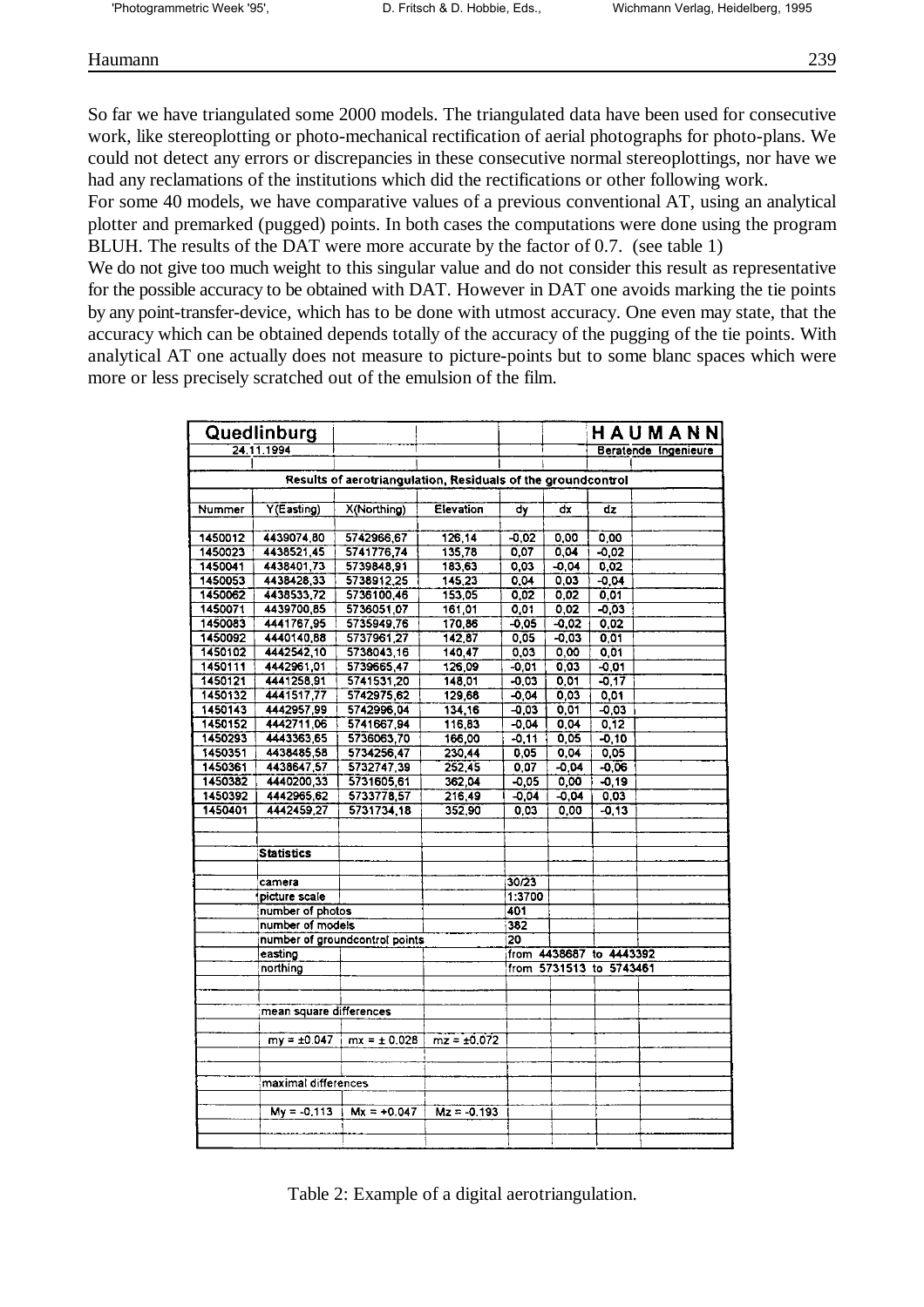So far we have triangulated some 2000 models. The triangulated data have been used for consecutive work, like stereoplotting or photo-mechanical rectification of aerial photographs for photo-plans. We could not detect any errors or discrepancies in these consecutive normal stereoplottings, nor have we had any reclamations of the institutions which did the rectifications or other following work.

For some 40 models, we have comparative values of a previous conventional AT, using an analytical plotter and premarked (pugged) points. In both cases the computations were done using the program BLUH. The results of the DAT were more accurate by the factor of 0.7. (see table 1)

We do not give too much weight to this singular value and do not consider this result as representative for the possible accuracy to be obtained with DAT. However in DAT one avoids marking the tie points by any point-transfer-device, which has to be done with utmost accuracy. One even may state, that the accuracy which can be obtained depends totally of the accuracy of the pugging of the tie points. With analytical AT one actually does not measure to picture-points but to some blanc spaces which were more or less precisely scratched out of the emulsion of the film.

| Quedlinburg | | | | | | HAUMANN |
|---|---|---|---|---|---|---|
| 24.11.1994 | | | | | | Beratende Ingenieure |
| Results of aerotriangulation, Residuals of the groundcontrol | | | | | | |
| Nummer | Y(Easting) | X(Northing) | Elevation | dy | dx | dz |
| 1450012 | 4439074,80 | 5742966,67 | 126,14 | -0,02 | 0,00 | 0,00 |
| 1450023 | 4438521,45 | 5741776,74 | 135,78 | 0,07 | 0,04 | -0,02 |
| 1450041 | 4438401,73 | 5739848,91 | 183,63 | 0,03 | -0,04 | 0,02 |
| 1450053 | 4438428,33 | 5738912,25 | 145,23 | 0,04 | 0,03 | -0,04 |
| 1450062 | 4438533,72 | 5736100,46 | 153,05 | 0,02 | 0,02 | 0,01 |
| 1450071 | 4439700,85 | 5736051,07 | 161,01 | 0,01 | 0,02 | -0,03 |
| 1450083 | 4441767,95 | 5735949,76 | 170,86 | -0,05 | -0,02 | 0,02 |
| 1450092 | 4440140,88 | 5737961,27 | 142,87 | 0,05 | -0,03 | 0,01 |
| 1450102 | 4442542,10 | 5738043,16 | 140,47 | 0,03 | 0,00 | 0,01 |
| 1450111 | 4442961,01 | 5739665,47 | 126,09 | -0,01 | 0,03 | -0,01 |
| 1450121 | 4441258,91 | 5741531,20 | 148,01 | -0,03 | 0,01 | -0,17 |
| 1450132 | 4441517,77 | 5742975,62 | 129,68 | -0,04 | 0,03 | 0,01 |
| 1450143 | 4442957,99 | 5742996,04 | 134,16 | -0,03 | 0,01 | -0,03 |
| 1450152 | 4442711,06 | 5741667,94 | 116,83 | -0,04 | 0,04 | 0,12 |
| 1450293 | 4443363,65 | 5736063,70 | 166,00 | -0,11 | 0,05 | -0,10 |
| 1450351 | 4438485,58 | 5734256,47 | 230,44 | 0,05 | 0,04 | 0,05 |
| 1450361 | 4438647,57 | 5732747,39 | 252,45 | 0,07 | -0,04 | -0,06 |
| 1450382 | 4440200,33 | 5731605,61 | 362,04 | -0,05 | 0,00 | -0,19 |
| 1450392 | 4442965,62 | 5733778,57 | 216,49 | -0,04 | -0,04 | 0,03 |
| 1450401 | 4442459,27 | 5731734,18 | 352,90 | 0,03 | 0,00 | -0,13 |
| | **Statistics** | | | | | |
| | camera | | | 30/23 | | |
| | picture scale | | | 1:3700 | | |
| | number of photos | | | 401 | | |
| | number of models | | | 382 | | |
| | number of groundcontrol points | | | 20 | | |
| | easting | | | from 4438687 to 4443392 | | |
| | northing | | | from 5731513 to 5743461 | | |
| | mean square differences | | | | | |
| | my = ±0.047 | mx = ± 0.028 | mz = ±0.072 | | | |
| | maximal differences | | | | | |
| | My = -0.113 | Mx = +0.047 | Mz = -0.193 | | | |

Table 2: Example of a digital aerotriangulation.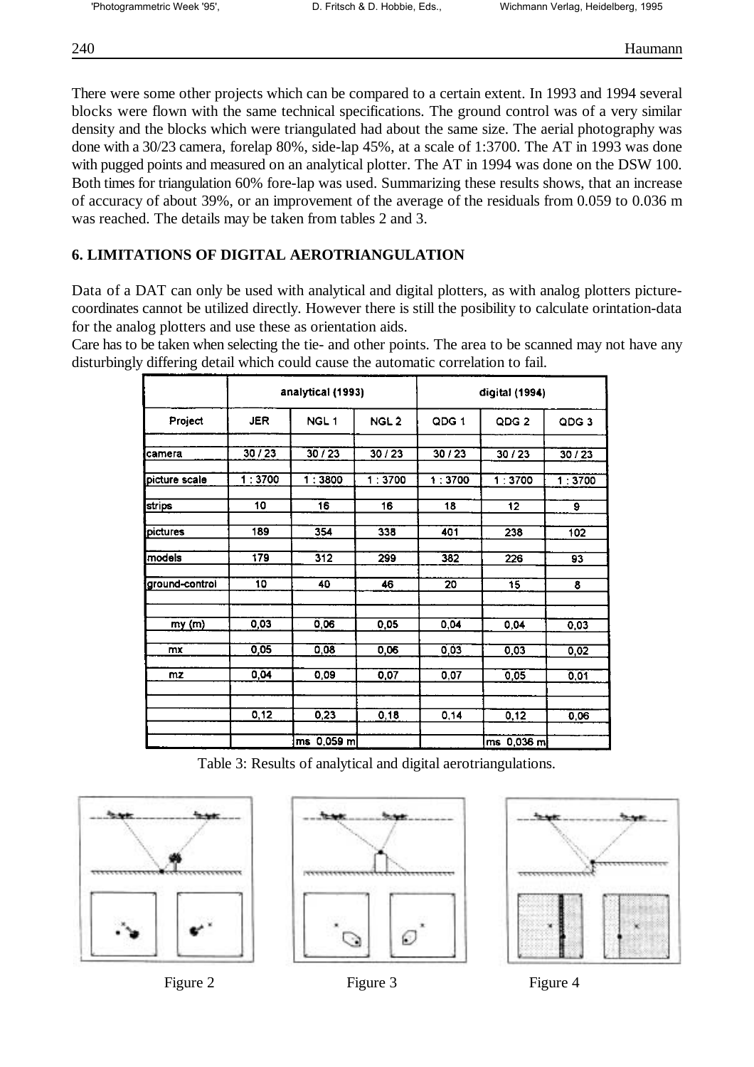There were some other projects which can be compared to a certain extent. In 1993 and 1994 several blocks were flown with the same technical specifications. The ground control was of a very similar density and the blocks which were triangulated had about the same size. The aerial photography was done with a 30/23 camera, forelap 80%, side-lap 45%, at a scale of 1:3700. The AT in 1993 was done with pugged points and measured on an analytical plotter. The AT in 1994 was done on the DSW 100. Both times for triangulation 60% fore-lap was used. Summarizing these results shows, that an increase of accuracy of about 39%, or an improvement of the average of the residuals from 0.059 to 0.036 m was reached. The details may be taken from tables 2 and 3.

## 6. LIMITATIONS OF DIGITAL AEROTRIANGULATION

Data of a DAT can only be used with analytical and digital plotters, as with analog plotters picture-coordinates cannot be utilized directly. However there is still the posibility to calculate orintation-data for the analog plotters and use these as orientation aids.

Care has to be taken when selecting the tie- and other points. The area to be scanned may not have any disturbingly differing detail which could cause the automatic correlation to fail.

| | analytical (1993) | | | digital (1994) | | |
|---|---|---|---|---|---|---|
| Project | JER | NGL 1 | NGL 2 | QDG 1 | QDG 2 | QDG 3 |
| camera | 30 / 23 | 30 / 23 | 30 / 23 | 30 / 23 | 30 / 23 | 30 / 23 |
| picture scale | 1 : 3700 | 1 : 3800 | 1 : 3700 | 1 : 3700 | 1 : 3700 | 1 : 3700 |
| strips | 10 | 16 | 16 | 18 | 12 | 9 |
| pictures | 189 | 354 | 338 | 401 | 238 | 102 |
| models | 179 | 312 | 299 | 382 | 226 | 93 |
| ground-control | 10 | 40 | 46 | 20 | 15 | 8 |
| my (m) | 0,03 | 0,06 | 0,05 | 0,04 | 0,04 | 0,03 |
| mx | 0,05 | 0,08 | 0,06 | 0,03 | 0,03 | 0,02 |
| mz | 0,04 | 0,09 | 0,07 | 0,07 | 0,05 | 0,01 |
| | 0,12 | 0,23 | 0,18 | 0,14 | 0,12 | 0,06 |
| | | ms 0,059 m | | | ms 0,036 m | |

Table 3: Results of analytical and digital aerotriangulations.

Figure 2

Figure 3

Figure 4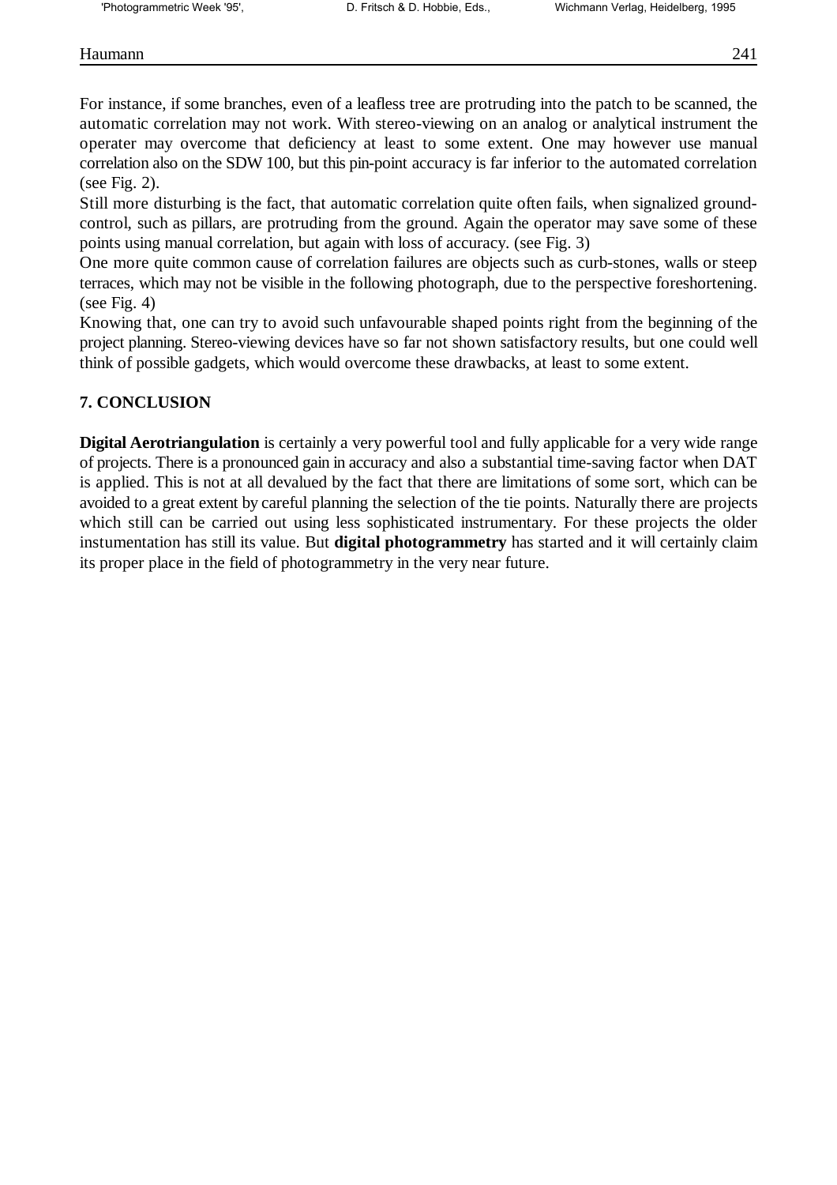For instance, if some branches, even of a leafless tree are protruding into the patch to be scanned, the automatic correlation may not work. With stereo-viewing on an analog or analytical instrument the operater may overcome that deficiency at least to some extent. One may however use manual correlation also on the SDW 100, but this pin-point accuracy is far inferior to the automated correlation (see Fig. 2).

Still more disturbing is the fact, that automatic correlation quite often fails, when signalized ground-control, such as pillars, are protruding from the ground. Again the operator may save some of these points using manual correlation, but again with loss of accuracy. (see Fig. 3)

One more quite common cause of correlation failures are objects such as curb-stones, walls or steep terraces, which may not be visible in the following photograph, due to the perspective foreshortening. (see Fig. 4)

Knowing that, one can try to avoid such unfavourable shaped points right from the beginning of the project planning. Stereo-viewing devices have so far not shown satisfactory results, but one could well think of possible gadgets, which would overcome these drawbacks, at least to some extent.

## 7. CONCLUSION

**Digital Aerotriangulation** is certainly a very powerful tool and fully applicable for a very wide range of projects. There is a pronounced gain in accuracy and also a substantial time-saving factor when DAT is applied. This is not at all devalued by the fact that there are limitations of some sort, which can be avoided to a great extent by careful planning the selection of the tie points. Naturally there are projects which still can be carried out using less sophisticated instrumentary. For these projects the older instumentation has still its value. But **digital photogrammetry** has started and it will certainly claim its proper place in the field of photogrammetry in the very near future.